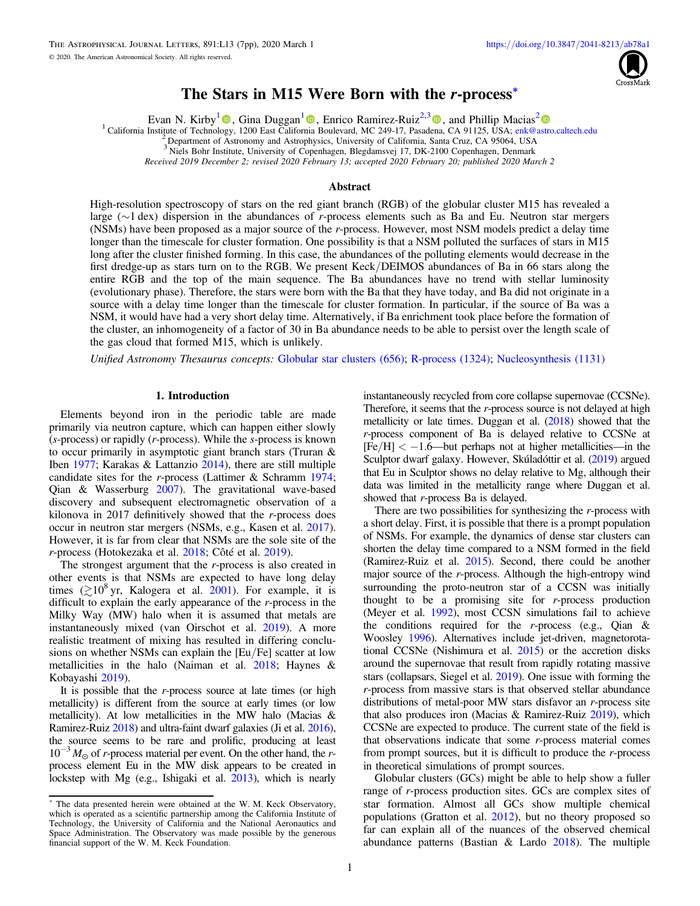# The Stars in M15 Were Born with the *r*-process*

Evan N. Kirby[1], Gina Duggan[1], Enrico Ramirez-Ruiz[2,3], and Phillip Macias[2]

[1] California Institute of Technology, 1200 East California Boulevard, MC 249-17, Pasadena, CA 91125, USA; enk@astro.caltech.edu
[2] Department of Astronomy and Astrophysics, University of California, Santa Cruz, CA 95064, USA
[3] Niels Bohr Institute, University of Copenhagen, Blegdamsvej 17, DK-2100 Copenhagen, Denmark

*Received 2019 December 2; revised 2020 February 13; accepted 2020 February 20; published 2020 March 2*

## Abstract

High-resolution spectroscopy of stars on the red giant branch (RGB) of the globular cluster M15 has revealed a large (∼1 dex) dispersion in the abundances of *r*-process elements such as Ba and Eu. Neutron star mergers (NSMs) have been proposed as a major source of the *r*-process. However, most NSM models predict a delay time longer than the timescale for cluster formation. One possibility is that a NSM polluted the surfaces of stars in M15 long after the cluster finished forming. In this case, the abundances of the polluting elements would decrease in the first dredge-up as stars turn on to the RGB. We present Keck/DEIMOS abundances of Ba in 66 stars along the entire RGB and the top of the main sequence. The Ba abundances have no trend with stellar luminosity (evolutionary phase). Therefore, the stars were born with the Ba that they have today, and Ba did not originate in a source with a delay time longer than the timescale for cluster formation. In particular, if the source of Ba was a NSM, it would have had a very short delay time. Alternatively, if Ba enrichment took place before the formation of the cluster, an inhomogeneity of a factor of 30 in Ba abundance needs to be able to persist over the length scale of the gas cloud that formed M15, which is unlikely.

*Unified Astronomy Thesaurus concepts:* Globular star clusters (656); R-process (1324); Nucleosynthesis (1131)

## 1. Introduction

Elements beyond iron in the periodic table are made primarily via neutron capture, which can happen either slowly (*s*-process) or rapidly (*r*-process). While the *s*-process is known to occur primarily in asymptotic giant branch stars (Truran & Iben 1977; Karakas & Lattanzio 2014), there are still multiple candidate sites for the *r*-process (Lattimer & Schramm 1974; Qian & Wasserburg 2007). The gravitational wave-based discovery and subsequent electromagnetic observation of a kilonova in 2017 definitively showed that the *r*-process does occur in neutron star mergers (NSMs, e.g., Kasen et al. 2017). However, it is far from clear that NSMs are the sole site of the *r*-process (Hotokezaka et al. 2018; Côté et al. 2019).

The strongest argument that the *r*-process is also created in other events is that NSMs are expected to have long delay times ($\gtrsim 10^8$ yr, Kalogera et al. 2001). For example, it is difficult to explain the early appearance of the *r*-process in the Milky Way (MW) halo when it is assumed that metals are instantaneously mixed (van Oirschot et al. 2019). A more realistic treatment of mixing has resulted in differing conclusions on whether NSMs can explain the [Eu/Fe] scatter at low metallicities in the halo (Naiman et al. 2018; Haynes & Kobayashi 2019).

It is possible that the *r*-process source at late times (or high metallicity) is different from the source at early times (or low metallicity). At low metallicities in the MW halo (Macias & Ramirez-Ruiz 2018) and ultra-faint dwarf galaxies (Ji et al. 2016), the source seems to be rare and prolific, producing at least $10^{-3}\,M_\odot$ of *r*-process material per event. On the other hand, the *r*-process element Eu in the MW disk appears to be created in lockstep with Mg (e.g., Ishigaki et al. 2013), which is nearly instantaneously recycled from core collapse supernovae (CCSNe). Therefore, it seems that the *r*-process source is not delayed at high metallicity or late times. Duggan et al. (2018) showed that the *r*-process component of Ba is delayed relative to CCSNe at [Fe/H] < −1.6—but perhaps not at higher metallicities—in the Sculptor dwarf galaxy. However, Skúladóttir et al. (2019) argued that Eu in Sculptor shows no delay relative to Mg, although their data was limited in the metallicity range where Duggan et al. showed that *r*-process Ba is delayed.

There are two possibilities for synthesizing the *r*-process with a short delay. First, it is possible that there is a prompt population of NSMs. For example, the dynamics of dense star clusters can shorten the delay time compared to a NSM formed in the field (Ramirez-Ruiz et al. 2015). Second, there could be another major source of the *r*-process. Although the high-entropy wind surrounding the proto-neutron star of a CCSN was initially thought to be a promising site for *r*-process production (Meyer et al. 1992), most CCSN simulations fail to achieve the conditions required for the *r*-process (e.g., Qian & Woosley 1996). Alternatives include jet-driven, magnetorotational CCSNe (Nishimura et al. 2015) or the accretion disks around the supernovae that result from rapidly rotating massive stars (collapsars, Siegel et al. 2019). One issue with forming the *r*-process from massive stars is that observed stellar abundance distributions of metal-poor MW stars disfavor an *r*-process site that also produces iron (Macias & Ramirez-Ruiz 2019), which CCSNe are expected to produce. The current state of the field is that observations indicate that some *r*-process material comes from prompt sources, but it is difficult to produce the *r*-process in theoretical simulations of prompt sources.

Globular clusters (GCs) might be able to help show a fuller range of *r*-process production sites. GCs are complex sites of star formation. Almost all GCs show multiple chemical populations (Gratton et al. 2012), but no theory proposed so far can explain all of the nuances of the observed chemical abundance patterns (Bastian & Lardo 2018). The multiple

\* The data presented herein were obtained at the W. M. Keck Observatory, which is operated as a scientific partnership among the California Institute of Technology, the University of California and the National Aeronautics and Space Administration. The Observatory was made possible by the generous financial support of the W. M. Keck Foundation.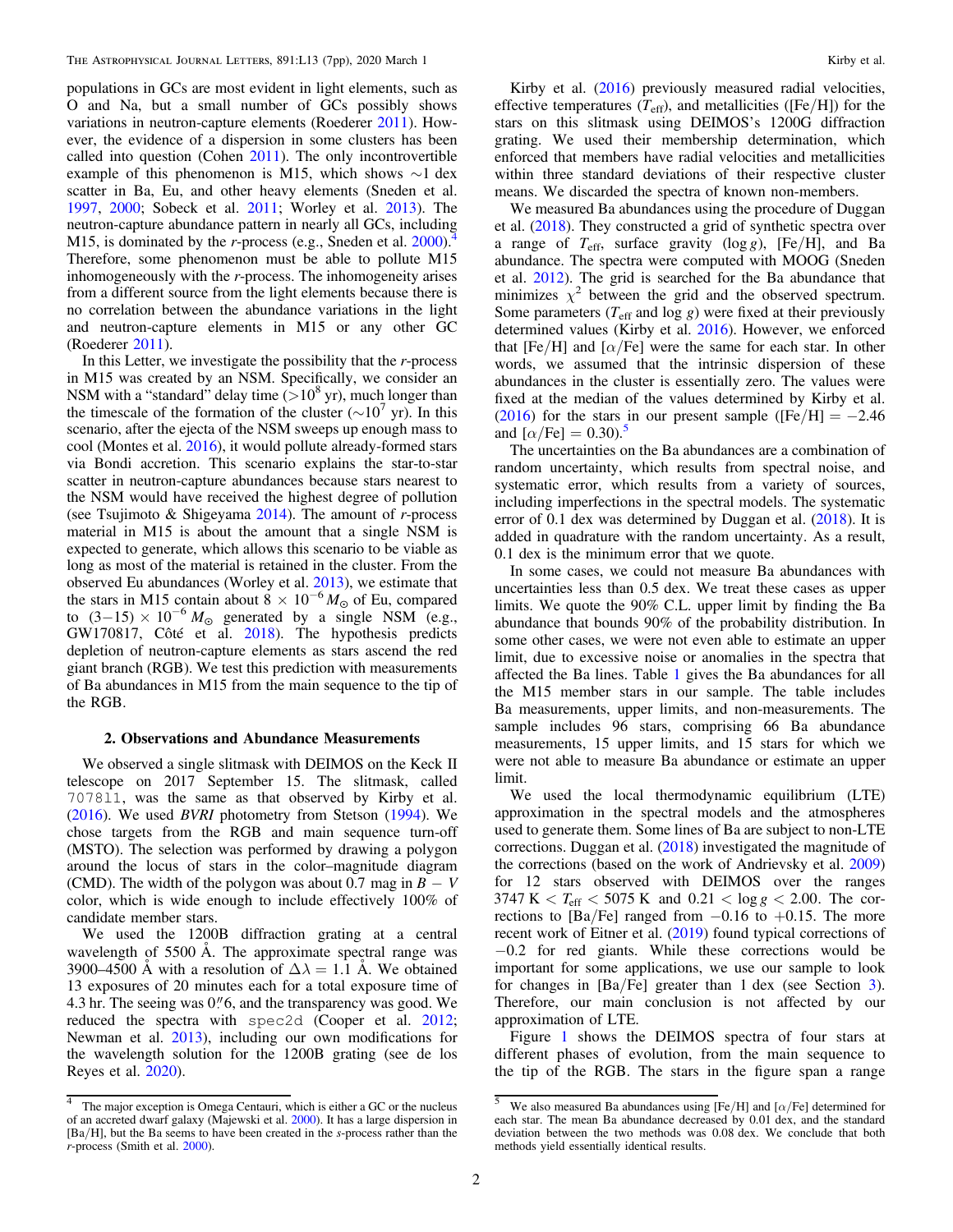populations in GCs are most evident in light elements, such as O and Na, but a small number of GCs possibly shows variations in neutron-capture elements (Roederer 2011). However, the evidence of a dispersion in some clusters has been called into question (Cohen 2011). The only incontrovertible example of this phenomenon is M15, which shows $\sim$1 dex scatter in Ba, Eu, and other heavy elements (Sneden et al. 1997, 2000; Sobeck et al. 2011; Worley et al. 2013). The neutron-capture abundance pattern in nearly all GCs, including M15, is dominated by the *r*-process (e.g., Sneden et al. 2000).[4] Therefore, some phenomenon must be able to pollute M15 inhomogeneously with the *r*-process. The inhomogeneity arises from a different source from the light elements because there is no correlation between the abundance variations in the light and neutron-capture elements in M15 or any other GC (Roederer 2011).

In this Letter, we investigate the possibility that the *r*-process in M15 was created by an NSM. Specifically, we consider an NSM with a "standard" delay time ($>10^8$ yr), much longer than the timescale of the formation of the cluster ($\sim 10^7$ yr). In this scenario, after the ejecta of the NSM sweeps up enough mass to cool (Montes et al. 2016), it would pollute already-formed stars via Bondi accretion. This scenario explains the star-to-star scatter in neutron-capture abundances because stars nearest to the NSM would have received the highest degree of pollution (see Tsujimoto & Shigeyama 2014). The amount of *r*-process material in M15 is about the amount that a single NSM is expected to generate, which allows this scenario to be viable as long as most of the material is retained in the cluster. From the observed Eu abundances (Worley et al. 2013), we estimate that the stars in M15 contain about $8 \times 10^{-6}\,M_\odot$ of Eu, compared to $(3-15) \times 10^{-6}\,M_\odot$ generated by a single NSM (e.g., GW170817, Côté et al. 2018). The hypothesis predicts depletion of neutron-capture elements as stars ascend the red giant branch (RGB). We test this prediction with measurements of Ba abundances in M15 from the main sequence to the tip of the RGB.

## 2. Observations and Abundance Measurements

We observed a single slitmask with DEIMOS on the Keck II telescope on 2017 September 15. The slitmask, called `7078l1`, was the same as that observed by Kirby et al. (2016). We used *BVRI* photometry from Stetson (1994). We chose targets from the RGB and main sequence turn-off (MSTO). The selection was performed by drawing a polygon around the locus of stars in the color–magnitude diagram (CMD). The width of the polygon was about 0.7 mag in $B - V$ color, which is wide enough to include effectively 100% of candidate member stars.

We used the 1200B diffraction grating at a central wavelength of 5500 Å. The approximate spectral range was 3900–4500 Å with a resolution of $\Delta\lambda = 1.1$ Å. We obtained 13 exposures of 20 minutes each for a total exposure time of 4.3 hr. The seeing was $0\farcs6$, and the transparency was good. We reduced the spectra with `spec2d` (Cooper et al. 2012; Newman et al. 2013), including our own modifications for the wavelength solution for the 1200B grating (see de los Reyes et al. 2020).

Kirby et al. (2016) previously measured radial velocities, effective temperatures ($T_{\rm eff}$), and metallicities ([Fe/H]) for the stars on this slitmask using DEIMOS's 1200G diffraction grating. We used their membership determination, which enforced that members have radial velocities and metallicities within three standard deviations of their respective cluster means. We discarded the spectra of known non-members.

We measured Ba abundances using the procedure of Duggan et al. (2018). They constructed a grid of synthetic spectra over a range of $T_{\rm eff}$, surface gravity ($\log g$), [Fe/H], and Ba abundance. The spectra were computed with MOOG (Sneden et al. 2012). The grid is searched for the Ba abundance that minimizes $\chi^2$ between the grid and the observed spectrum. Some parameters ($T_{\rm eff}$ and $\log g$) were fixed at their previously determined values (Kirby et al. 2016). However, we enforced that [Fe/H] and [$\alpha$/Fe] were the same for each star. In other words, we assumed that the intrinsic dispersion of these abundances in the cluster is essentially zero. The values were fixed at the median of the values determined by Kirby et al. (2016) for the stars in our present sample ([Fe/H] $= -2.46$ and [$\alpha$/Fe] $= 0.30$).[5]

The uncertainties on the Ba abundances are a combination of random uncertainty, which results from spectral noise, and systematic error, which results from a variety of sources, including imperfections in the spectral models. The systematic error of 0.1 dex was determined by Duggan et al. (2018). It is added in quadrature with the random uncertainty. As a result, 0.1 dex is the minimum error that we quote.

In some cases, we could not measure Ba abundances with uncertainties less than 0.5 dex. We treat these cases as upper limits. We quote the 90% C.L. upper limit by finding the Ba abundance that bounds 90% of the probability distribution. In some other cases, we were not even able to estimate an upper limit, due to excessive noise or anomalies in the spectra that affected the Ba lines. Table 1 gives the Ba abundances for all the M15 member stars in our sample. The table includes Ba measurements, upper limits, and non-measurements. The sample includes 96 stars, comprising 66 Ba abundance measurements, 15 upper limits, and 15 stars for which we were not able to measure Ba abundance or estimate an upper limit.

We used the local thermodynamic equilibrium (LTE) approximation in the spectral models and the atmospheres used to generate them. Some lines of Ba are subject to non-LTE corrections. Duggan et al. (2018) investigated the magnitude of the corrections (based on the work of Andrievsky et al. 2009) for 12 stars observed with DEIMOS over the ranges $3747\,{\rm K} < T_{\rm eff} < 5075\,{\rm K}$ and $0.21 < \log g < 2.00$. The corrections to [Ba/Fe] ranged from $-0.16$ to $+0.15$. The more recent work of Eitner et al. (2019) found typical corrections of $-0.2$ for red giants. While these corrections would be important for some applications, we use our sample to look for changes in [Ba/Fe] greater than 1 dex (see Section 3). Therefore, our main conclusion is not affected by our approximation of LTE.

Figure 1 shows the DEIMOS spectra of four stars at different phases of evolution, from the main sequence to the tip of the RGB. The stars in the figure span a range

---

[4] The major exception is Omega Centauri, which is either a GC or the nucleus of an accreted dwarf galaxy (Majewski et al. 2000). It has a large dispersion in [Ba/Fe], but the Ba seems to have been created in the *s*-process rather than the *r*-process (Smith et al. 2000).

[5] We also measured Ba abundances using [Fe/H] and [$\alpha$/Fe] determined for each star. The mean Ba abundance decreased by 0.01 dex, and the standard deviation between the two methods was 0.08 dex. We conclude that both methods yield essentially identical results.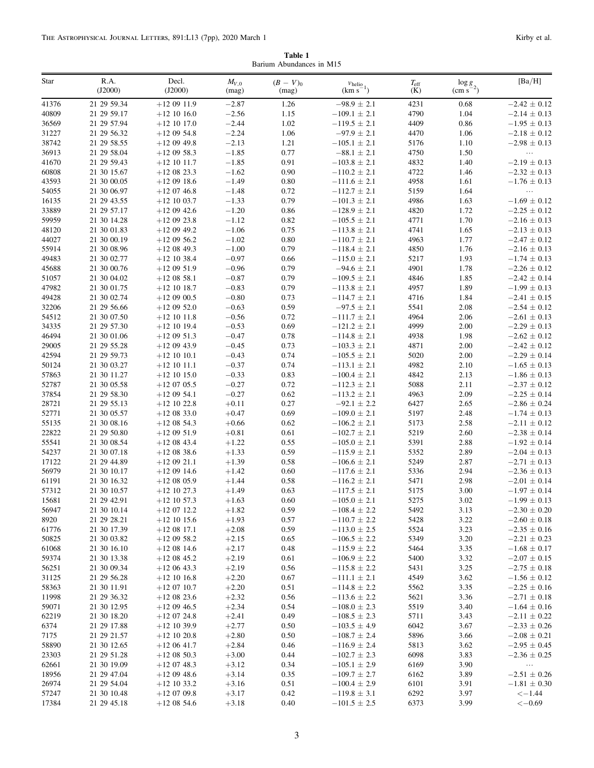**Table 1**
Barium Abundances in M15

| Star | R.A. (J2000) | Decl. (J2000) | $M_{V,0}$ (mag) | $(B-V)_0$ (mag) | $v_{\rm helio}$ (km s$^{-1}$) | $T_{\rm eff}$ (K) | $\log g$ (cm s$^{-2}$) | [Ba/H] |
|---|---|---|---|---|---|---|---|---|
| 41376 | 21 29 59.34 | +12 09 11.9 | −2.87 | 1.26 | −98.9 ± 2.1 | 4231 | 0.68 | −2.42 ± 0.12 |
| 40809 | 21 29 59.17 | +12 10 16.0 | −2.56 | 1.15 | −109.1 ± 2.1 | 4790 | 1.04 | −2.14 ± 0.13 |
| 36569 | 21 29 57.94 | +12 10 17.0 | −2.44 | 1.02 | −119.5 ± 2.1 | 4409 | 0.86 | −1.95 ± 0.13 |
| 31227 | 21 29 56.32 | +12 09 54.8 | −2.24 | 1.06 | −97.9 ± 2.1 | 4470 | 1.06 | −2.18 ± 0.12 |
| 38742 | 21 29 58.55 | +12 09 49.8 | −2.13 | 1.21 | −105.1 ± 2.1 | 5176 | 1.10 | −2.98 ± 0.13 |
| 36913 | 21 29 58.04 | +12 09 58.3 | −1.85 | 0.77 | −88.1 ± 2.1 | 4750 | 1.50 | … |
| 41670 | 21 29 59.43 | +12 10 11.7 | −1.85 | 0.91 | −103.8 ± 2.1 | 4832 | 1.40 | −2.19 ± 0.13 |
| 60808 | 21 30 15.67 | +12 08 23.3 | −1.62 | 0.90 | −110.2 ± 2.1 | 4722 | 1.46 | −2.32 ± 0.13 |
| 43593 | 21 30 00.05 | +12 09 18.6 | −1.49 | 0.80 | −111.6 ± 2.1 | 4958 | 1.61 | −1.76 ± 0.13 |
| 54055 | 21 30 06.97 | +12 07 46.8 | −1.48 | 0.72 | −112.7 ± 2.1 | 5159 | 1.64 | … |
| 16135 | 21 29 43.55 | +12 10 03.7 | −1.33 | 0.79 | −101.3 ± 2.1 | 4986 | 1.63 | −1.69 ± 0.12 |
| 33889 | 21 29 57.17 | +12 09 42.6 | −1.20 | 0.86 | −128.9 ± 2.1 | 4820 | 1.72 | −2.25 ± 0.12 |
| 59959 | 21 30 14.28 | +12 09 23.8 | −1.12 | 0.82 | −105.5 ± 2.1 | 4771 | 1.70 | −2.16 ± 0.13 |
| 48120 | 21 30 01.83 | +12 09 49.2 | −1.06 | 0.75 | −113.8 ± 2.1 | 4741 | 1.65 | −2.13 ± 0.13 |
| 44027 | 21 30 00.19 | +12 09 56.2 | −1.02 | 0.80 | −110.7 ± 2.1 | 4963 | 1.77 | −2.47 ± 0.12 |
| 55914 | 21 30 08.96 | +12 08 49.3 | −1.00 | 0.79 | −118.4 ± 2.1 | 4850 | 1.76 | −2.16 ± 0.13 |
| 49483 | 21 30 02.77 | +12 10 38.4 | −0.97 | 0.66 | −115.0 ± 2.1 | 5217 | 1.93 | −1.74 ± 0.13 |
| 45688 | 21 30 00.76 | +12 09 51.9 | −0.96 | 0.79 | −94.6 ± 2.1 | 4901 | 1.78 | −2.26 ± 0.12 |
| 51057 | 21 30 04.02 | +12 08 58.1 | −0.87 | 0.79 | −109.5 ± 2.1 | 4846 | 1.85 | −2.42 ± 0.14 |
| 47982 | 21 30 01.75 | +12 10 18.7 | −0.83 | 0.79 | −113.8 ± 2.1 | 4957 | 1.89 | −1.99 ± 0.13 |
| 49428 | 21 30 02.74 | +12 09 00.5 | −0.80 | 0.73 | −114.7 ± 2.1 | 4716 | 1.84 | −2.41 ± 0.15 |
| 32206 | 21 29 56.66 | +12 09 52.0 | −0.63 | 0.59 | −97.5 ± 2.1 | 5541 | 2.08 | −2.54 ± 0.12 |
| 54512 | 21 30 07.50 | +12 10 11.8 | −0.56 | 0.72 | −111.7 ± 2.1 | 4964 | 2.06 | −2.61 ± 0.13 |
| 34335 | 21 29 57.30 | +12 10 19.4 | −0.53 | 0.69 | −121.2 ± 2.1 | 4999 | 2.00 | −2.29 ± 0.13 |
| 46494 | 21 30 01.06 | +12 09 51.3 | −0.47 | 0.78 | −114.8 ± 2.1 | 4938 | 1.98 | −2.62 ± 0.12 |
| 29005 | 21 29 55.28 | +12 09 43.9 | −0.45 | 0.73 | −103.3 ± 2.1 | 4871 | 2.00 | −2.42 ± 0.12 |
| 42594 | 21 29 59.73 | +12 10 10.1 | −0.43 | 0.74 | −105.5 ± 2.1 | 5020 | 2.00 | −2.29 ± 0.14 |
| 50124 | 21 30 03.27 | +12 10 11.1 | −0.37 | 0.74 | −113.1 ± 2.1 | 4982 | 2.10 | −1.65 ± 0.13 |
| 57863 | 21 30 11.27 | +12 10 15.0 | −0.33 | 0.83 | −100.4 ± 2.1 | 4842 | 2.13 | −1.86 ± 0.13 |
| 52787 | 21 30 05.58 | +12 07 05.5 | −0.27 | 0.72 | −112.3 ± 2.1 | 5088 | 2.11 | −2.37 ± 0.12 |
| 37854 | 21 29 58.30 | +12 09 54.1 | −0.27 | 0.62 | −113.2 ± 2.1 | 4963 | 2.09 | −2.25 ± 0.14 |
| 28721 | 21 29 55.13 | +12 10 22.8 | +0.11 | 0.27 | −92.1 ± 2.2 | 6427 | 2.65 | −2.86 ± 0.24 |
| 52771 | 21 30 05.57 | +12 08 33.0 | +0.47 | 0.69 | −109.0 ± 2.1 | 5197 | 2.48 | −1.74 ± 0.13 |
| 55135 | 21 30 08.16 | +12 08 54.3 | +0.66 | 0.62 | −106.2 ± 2.1 | 5173 | 2.58 | −2.11 ± 0.12 |
| 22822 | 21 29 50.80 | +12 09 51.9 | +0.81 | 0.61 | −102.7 ± 2.1 | 5219 | 2.60 | −2.38 ± 0.14 |
| 55541 | 21 30 08.54 | +12 08 43.4 | +1.22 | 0.55 | −105.0 ± 2.1 | 5391 | 2.88 | −1.92 ± 0.14 |
| 54237 | 21 30 07.18 | +12 08 38.6 | +1.33 | 0.59 | −115.9 ± 2.1 | 5352 | 2.89 | −2.04 ± 0.13 |
| 17122 | 21 29 44.89 | +12 09 21.1 | +1.39 | 0.58 | −106.6 ± 2.1 | 5249 | 2.87 | −2.71 ± 0.13 |
| 56979 | 21 30 10.17 | +12 09 14.6 | +1.42 | 0.60 | −117.6 ± 2.1 | 5336 | 2.94 | −2.36 ± 0.13 |
| 61191 | 21 30 16.32 | +12 08 05.9 | +1.44 | 0.58 | −116.2 ± 2.1 | 5471 | 2.98 | −2.01 ± 0.14 |
| 57312 | 21 30 10.57 | +12 10 27.3 | +1.49 | 0.63 | −117.5 ± 2.1 | 5175 | 3.00 | −1.97 ± 0.14 |
| 15681 | 21 29 42.91 | +12 10 57.3 | +1.63 | 0.60 | −105.0 ± 2.1 | 5275 | 3.02 | −1.99 ± 0.13 |
| 56947 | 21 30 10.14 | +12 07 12.2 | +1.82 | 0.59 | −108.4 ± 2.2 | 5492 | 3.13 | −2.30 ± 0.20 |
| 8920 | 21 29 28.21 | +12 10 15.6 | +1.93 | 0.57 | −110.7 ± 2.2 | 5428 | 3.22 | −2.60 ± 0.18 |
| 61776 | 21 30 17.39 | +12 08 17.1 | +2.08 | 0.59 | −113.0 ± 2.5 | 5524 | 3.23 | −2.35 ± 0.16 |
| 50825 | 21 30 03.82 | +12 09 58.2 | +2.15 | 0.65 | −106.5 ± 2.2 | 5349 | 3.20 | −2.21 ± 0.23 |
| 61068 | 21 30 16.10 | +12 08 14.6 | +2.17 | 0.48 | −115.9 ± 2.2 | 5464 | 3.35 | −1.68 ± 0.17 |
| 59374 | 21 30 13.38 | +12 08 45.2 | +2.19 | 0.61 | −106.9 ± 2.2 | 5400 | 3.32 | −2.07 ± 0.15 |
| 56251 | 21 30 09.34 | +12 06 43.3 | +2.19 | 0.56 | −115.8 ± 2.2 | 5431 | 3.25 | −2.75 ± 0.18 |
| 31125 | 21 29 56.28 | +12 10 16.8 | +2.20 | 0.67 | −111.1 ± 2.1 | 4549 | 3.62 | −1.56 ± 0.12 |
| 58363 | 21 30 11.91 | +12 07 10.7 | +2.20 | 0.51 | −114.8 ± 2.2 | 5562 | 3.35 | −2.25 ± 0.16 |
| 11998 | 21 29 36.32 | +12 08 23.6 | +2.32 | 0.56 | −113.6 ± 2.2 | 5621 | 3.36 | −2.71 ± 0.18 |
| 59071 | 21 30 12.95 | +12 09 46.5 | +2.34 | 0.54 | −108.0 ± 2.3 | 5519 | 3.40 | −1.64 ± 0.16 |
| 62219 | 21 30 18.20 | +12 07 24.8 | +2.41 | 0.49 | −108.5 ± 2.3 | 5711 | 3.43 | −2.11 ± 0.22 |
| 6374 | 21 29 17.88 | +12 10 39.9 | +2.77 | 0.50 | −103.5 ± 4.9 | 6042 | 3.67 | −2.33 ± 0.26 |
| 7175 | 21 29 21.57 | +12 10 20.8 | +2.80 | 0.50 | −108.7 ± 2.4 | 5896 | 3.66 | −2.08 ± 0.21 |
| 58890 | 21 30 12.65 | +12 06 41.7 | +2.84 | 0.46 | −116.9 ± 2.4 | 5813 | 3.62 | −2.95 ± 0.45 |
| 23303 | 21 29 51.28 | +12 08 50.3 | +3.00 | 0.44 | −102.7 ± 2.3 | 6098 | 3.83 | −2.36 ± 0.25 |
| 62661 | 21 30 19.09 | +12 07 48.3 | +3.12 | 0.34 | −105.1 ± 2.9 | 6169 | 3.90 | … |
| 18956 | 21 29 47.04 | +12 09 48.6 | +3.14 | 0.35 | −109.7 ± 2.7 | 6162 | 3.89 | −2.51 ± 0.26 |
| 26974 | 21 29 54.04 | +12 10 33.2 | +3.16 | 0.51 | −100.4 ± 2.9 | 6101 | 3.91 | −1.81 ± 0.30 |
| 57247 | 21 30 10.48 | +12 07 09.8 | +3.17 | 0.42 | −119.8 ± 3.1 | 6292 | 3.97 | $<-1.44$ |
| 17384 | 21 29 45.18 | +12 08 54.6 | +3.18 | 0.40 | −101.5 ± 2.5 | 6373 | 3.99 | $<-0.69$ |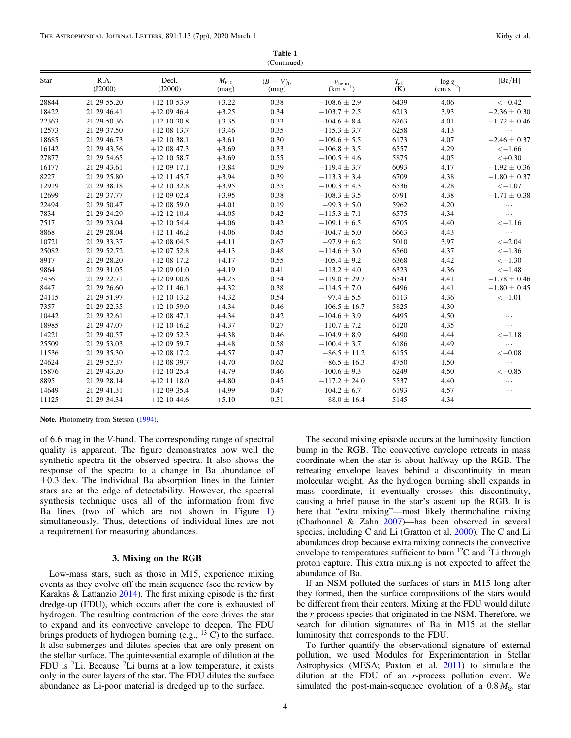**Table 1**
(Continued)

| Star | R.A. (J2000) | Decl. (J2000) | $M_{V,0}$ (mag) | $(B-V)_0$ (mag) | $v_{\text{helio}}$ (km s$^{-1}$) | $T_{\text{eff}}$ (K) | $\log g$ (cm s$^{-2}$) | [Ba/H] |
|---|---|---|---|---|---|---|---|---|
| 28844 | 21 29 55.20 | +12 10 53.9 | +3.22 | 0.38 | $-108.6 \pm 2.9$ | 6439 | 4.06 | $<-0.42$ |
| 18422 | 21 29 46.41 | +12 09 46.4 | +3.25 | 0.34 | $-103.7 \pm 2.5$ | 6213 | 3.93 | $-2.36 \pm 0.30$ |
| 22363 | 21 29 50.36 | +12 10 30.8 | +3.35 | 0.33 | $-104.6 \pm 8.4$ | 6263 | 4.01 | $-1.72 \pm 0.46$ |
| 12573 | 21 29 37.50 | +12 08 13.7 | +3.46 | 0.35 | $-115.3 \pm 3.7$ | 6258 | 4.13 | … |
| 18685 | 21 29 46.73 | +12 10 38.1 | +3.61 | 0.30 | $-109.6 \pm 5.5$ | 6173 | 4.07 | $-2.46 \pm 0.37$ |
| 16142 | 21 29 43.56 | +12 08 47.3 | +3.69 | 0.33 | $-106.8 \pm 3.5$ | 6557 | 4.29 | $<-1.66$ |
| 27877 | 21 29 54.65 | +12 10 58.7 | +3.69 | 0.55 | $-100.5 \pm 4.6$ | 5875 | 4.05 | $<+0.30$ |
| 16177 | 21 29 43.61 | +12 09 17.1 | +3.84 | 0.39 | $-119.4 \pm 3.7$ | 6093 | 4.17 | $-1.92 \pm 0.36$ |
| 8227 | 21 29 25.80 | +12 11 45.7 | +3.94 | 0.39 | $-113.3 \pm 3.4$ | 6709 | 4.38 | $-1.80 \pm 0.37$ |
| 12919 | 21 29 38.18 | +12 10 32.8 | +3.95 | 0.35 | $-100.3 \pm 4.3$ | 6536 | 4.28 | $<-1.07$ |
| 12699 | 21 29 37.77 | +12 09 02.4 | +3.95 | 0.38 | $-108.3 \pm 3.5$ | 6791 | 4.38 | $-1.71 \pm 0.38$ |
| 22494 | 21 29 50.47 | +12 08 59.0 | +4.01 | 0.19 | $-99.3 \pm 5.0$ | 5962 | 4.20 | … |
| 7834 | 21 29 24.29 | +12 12 10.4 | +4.05 | 0.42 | $-115.3 \pm 7.1$ | 6575 | 4.34 | … |
| 7517 | 21 29 23.04 | +12 10 54.4 | +4.06 | 0.42 | $-109.1 \pm 6.5$ | 6705 | 4.40 | $<-1.16$ |
| 8868 | 21 29 28.04 | +12 11 46.2 | +4.06 | 0.45 | $-104.7 \pm 5.0$ | 6663 | 4.43 | … |
| 10721 | 21 29 33.37 | +12 08 04.5 | +4.11 | 0.67 | $-97.9 \pm 6.2$ | 5010 | 3.97 | $<-2.04$ |
| 25082 | 21 29 52.72 | +12 07 52.8 | +4.13 | 0.48 | $-114.6 \pm 3.0$ | 6560 | 4.37 | $<-1.36$ |
| 8917 | 21 29 28.20 | +12 08 17.2 | +4.17 | 0.55 | $-105.4 \pm 9.2$ | 6368 | 4.42 | $<-1.30$ |
| 9864 | 21 29 31.05 | +12 09 01.0 | +4.19 | 0.41 | $-113.2 \pm 4.0$ | 6323 | 4.36 | $<-1.48$ |
| 7436 | 21 29 22.71 | +12 09 00.6 | +4.23 | 0.34 | $-119.0 \pm 29.7$ | 6541 | 4.41 | $-1.78 \pm 0.46$ |
| 8447 | 21 29 26.60 | +12 11 46.1 | +4.32 | 0.38 | $-114.5 \pm 7.0$ | 6496 | 4.41 | $-1.80 \pm 0.45$ |
| 24115 | 21 29 51.97 | +12 10 13.2 | +4.32 | 0.54 | $-97.4 \pm 5.5$ | 6113 | 4.36 | $<-1.01$ |
| 7357 | 21 29 22.35 | +12 10 59.0 | +4.34 | 0.46 | $-106.5 \pm 16.7$ | 5825 | 4.30 | … |
| 10442 | 21 29 32.61 | +12 08 47.1 | +4.34 | 0.42 | $-104.6 \pm 3.9$ | 6495 | 4.50 | … |
| 18985 | 21 29 47.07 | +12 10 16.2 | +4.37 | 0.27 | $-110.7 \pm 7.2$ | 6120 | 4.35 | … |
| 14221 | 21 29 40.57 | +12 09 52.3 | +4.38 | 0.46 | $-104.9 \pm 8.9$ | 6490 | 4.44 | $<-1.18$ |
| 25509 | 21 29 53.03 | +12 09 59.7 | +4.48 | 0.58 | $-100.4 \pm 3.7$ | 6186 | 4.49 | … |
| 11536 | 21 29 35.30 | +12 08 17.2 | +4.57 | 0.47 | $-86.5 \pm 11.2$ | 6155 | 4.44 | $<-0.08$ |
| 24624 | 21 29 52.37 | +12 08 39.7 | +4.70 | 0.62 | $-86.5 \pm 16.3$ | 4750 | 1.50 | … |
| 15876 | 21 29 43.20 | +12 10 25.4 | +4.79 | 0.46 | $-100.6 \pm 9.3$ | 6249 | 4.50 | $<-0.85$ |
| 8895 | 21 29 28.14 | +12 11 18.0 | +4.80 | 0.45 | $-117.2 \pm 24.0$ | 5537 | 4.40 | … |
| 14649 | 21 29 41.31 | +12 09 35.4 | +4.99 | 0.47 | $-104.2 \pm 6.7$ | 6193 | 4.57 | … |
| 11125 | 21 29 34.34 | +12 10 44.6 | +5.10 | 0.51 | $-88.0 \pm 16.4$ | 5145 | 4.34 | … |

**Note.** Photometry from Stetson (1994).

of 6.6 mag in the $V$-band. The corresponding range of spectral quality is apparent. The figure demonstrates how well the synthetic spectra fit the observed spectra. It also shows the response of the spectra to a change in Ba abundance of $\pm 0.3$ dex. The individual Ba absorption lines in the fainter stars are at the edge of detectability. However, the spectral synthesis technique uses all of the information from five Ba lines (two of which are not shown in Figure 1) simultaneously. Thus, detections of individual lines are not a requirement for measuring abundances.

## 3. Mixing on the RGB

Low-mass stars, such as those in M15, experience mixing events as they evolve off the main sequence (see the review by Karakas & Lattanzio 2014). The first mixing episode is the first dredge-up (FDU), which occurs after the core is exhausted of hydrogen. The resulting contraction of the core drives the star to expand and its convective envelope to deepen. The FDU brings products of hydrogen burning (e.g., $^{13}$C) to the surface. It also submerges and dilutes species that are only present on the stellar surface. The quintessential example of dilution at the FDU is $^{7}$Li. Because $^{7}$Li burns at a low temperature, it exists only in the outer layers of the star. The FDU dilutes the surface abundance as Li-poor material is dredged up to the surface.

The second mixing episode occurs at the luminosity function bump in the RGB. The convective envelope retreats in mass coordinate when the star is about halfway up the RGB. The retreating envelope leaves behind a discontinuity in mean molecular weight. As the hydrogen burning shell expands in mass coordinate, it eventually crosses this discontinuity, causing a brief pause in the star's ascent up the RGB. It is here that "extra mixing"—most likely thermohaline mixing (Charbonnel & Zahn 2007)—has been observed in several species, including C and Li (Gratton et al. 2000). The C and Li abundances drop because extra mixing connects the convective envelope to temperatures sufficient to burn $^{12}$C and $^{7}$Li through proton capture. This extra mixing is not expected to affect the abundance of Ba.

If an NSM polluted the surfaces of stars in M15 long after they formed, then the surface compositions of the stars would be different from their centers. Mixing at the FDU would dilute the $r$-process species that originated in the NSM. Therefore, we search for dilution signatures of Ba in M15 at the stellar luminosity that corresponds to the FDU.

To further quantify the observational signature of external pollution, we used Modules for Experimentation in Stellar Astrophysics (MESA; Paxton et al. 2011) to simulate the dilution at the FDU of an $r$-process pollution event. We simulated the post-main-sequence evolution of a $0.8\,M_{\odot}$ star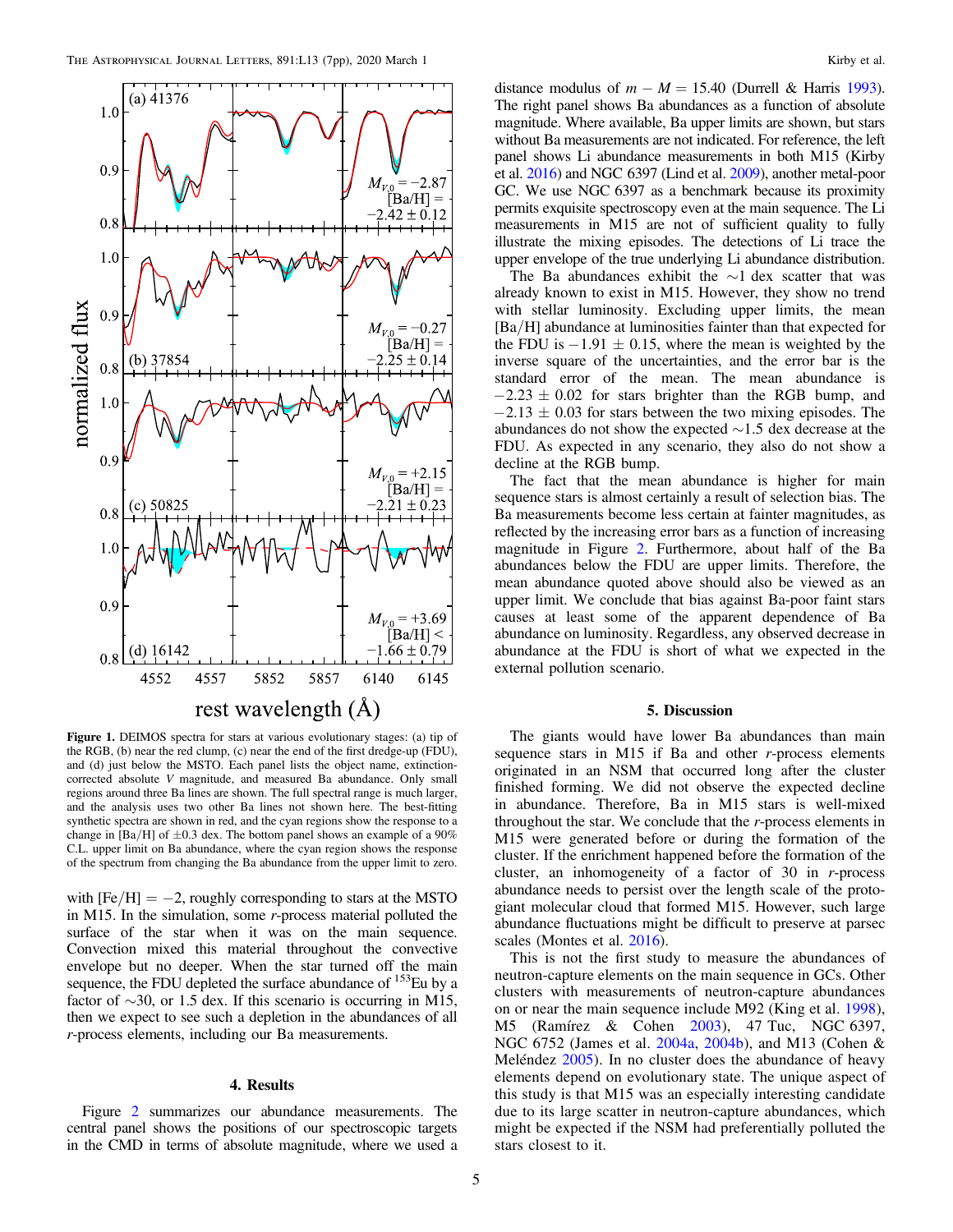**Figure 1.** DEIMOS spectra for stars at various evolutionary stages: (a) tip of the RGB, (b) near the red clump, (c) near the end of the first dredge-up (FDU), and (d) just below the MSTO. Each panel lists the object name, extinction-corrected absolute $V$ magnitude, and measured Ba abundance. Only small regions around three Ba lines are shown. The full spectral range is much larger, and the analysis uses two other Ba lines not shown here. The best-fitting synthetic spectra are shown in red, and the cyan regions show the response to a change in [Ba/H] of $\pm 0.3$ dex. The bottom panel shows an example of a 90% C.L. upper limit on Ba abundance, where the cyan region shows the response of the spectrum from changing the Ba abundance from the upper limit to zero.

with $[\mathrm{Fe/H}] = -2$, roughly corresponding to stars at the MSTO in M15. In the simulation, some $r$-process material polluted the surface of the star when it was on the main sequence. Convection mixed this material throughout the convective envelope but no deeper. When the star turned off the main sequence, the FDU depleted the surface abundance of $^{153}$Eu by a factor of $\sim$30, or 1.5 dex. If this scenario is occurring in M15, then we expect to see such a depletion in the abundances of all $r$-process elements, including our Ba measurements.

## 4. Results

Figure 2 summarizes our abundance measurements. The central panel shows the positions of our spectroscopic targets in the CMD in terms of absolute magnitude, where we used a distance modulus of $m - M = 15.40$ (Durrell & Harris 1993). The right panel shows Ba abundances as a function of absolute magnitude. Where available, Ba upper limits are shown, but stars without Ba measurements are not indicated. For reference, the left panel shows Li abundance measurements in both M15 (Kirby et al. 2016) and NGC 6397 (Lind et al. 2009), another metal-poor GC. We use NGC 6397 as a benchmark because its proximity permits exquisite spectroscopy even at the main sequence. The Li measurements in M15 are not of sufficient quality to fully illustrate the mixing episodes. The detections of Li trace the upper envelope of the true underlying Li abundance distribution.

The Ba abundances exhibit the $\sim$1 dex scatter that was already known to exist in M15. However, they show no trend with stellar luminosity. Excluding upper limits, the mean [Ba/H] abundance at luminosities fainter than that expected for the FDU is $-1.91 \pm 0.15$, where the mean is weighted by the inverse square of the uncertainties, and the error bar is the standard error of the mean. The mean abundance is $-2.23 \pm 0.02$ for stars brighter than the RGB bump, and $-2.13 \pm 0.03$ for stars between the two mixing episodes. The abundances do not show the expected $\sim$1.5 dex decrease at the FDU. As expected in any scenario, they also do not show a decline at the RGB bump.

The fact that the mean abundance is higher for main sequence stars is almost certainly a result of selection bias. The Ba measurements become less certain at fainter magnitudes, as reflected by the increasing error bars as a function of increasing magnitude in Figure 2. Furthermore, about half of the Ba abundances below the FDU are upper limits. Therefore, the mean abundance quoted above should also be viewed as an upper limit. We conclude that bias against Ba-poor faint stars causes at least some of the apparent dependence of Ba abundance on luminosity. Regardless, any observed decrease in abundance at the FDU is short of what we expected in the external pollution scenario.

## 5. Discussion

The giants would have lower Ba abundances than main sequence stars in M15 if Ba and other $r$-process elements originated in an NSM that occurred long after the cluster finished forming. We did not observe the expected decline in abundance. Therefore, Ba in M15 stars is well-mixed throughout the star. We conclude that the $r$-process elements in M15 were generated before or during the formation of the cluster. If the enrichment happened before the formation of the cluster, an inhomogeneity of a factor of 30 in $r$-process abundance needs to persist over the length scale of the proto-giant molecular cloud that formed M15. However, such large abundance fluctuations might be difficult to preserve at parsec scales (Montes et al. 2016).

This is not the first study to measure the abundances of neutron-capture elements on the main sequence in GCs. Other clusters with measurements of neutron-capture abundances on or near the main sequence include M92 (King et al. 1998), M5 (Ramírez & Cohen 2003), 47 Tuc, NGC 6397, NGC 6752 (James et al. 2004a, 2004b), and M13 (Cohen & Meléndez 2005). In no cluster does the abundance of heavy elements depend on evolutionary state. The unique aspect of this study is that M15 was an especially interesting candidate due to its large scatter in neutron-capture abundances, which might be expected if the NSM had preferentially polluted the stars closest to it.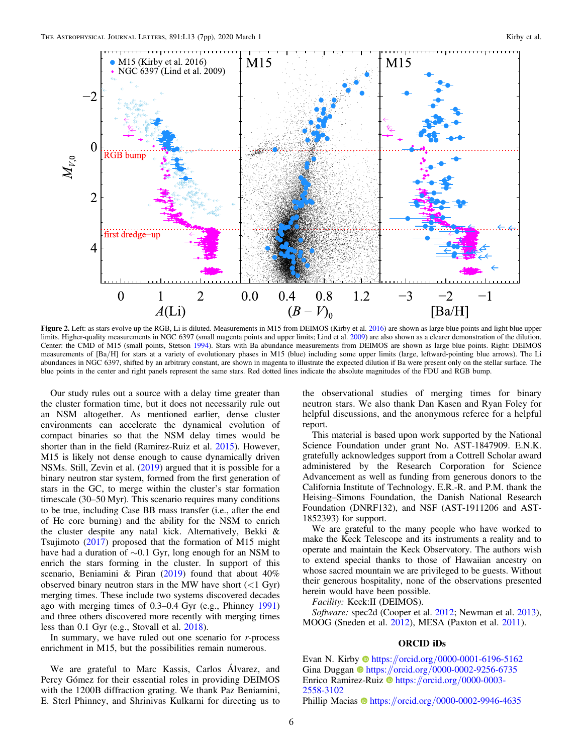**Figure 2.** Left: as stars evolve up the RGB, Li is diluted. Measurements in M15 from DEIMOS (Kirby et al. 2016) are shown as large blue points and light blue upper limits. Higher-quality measurements in NGC 6397 (small magenta points and upper limits; Lind et al. 2009) are also shown as a clearer demonstration of the dilution. Center: the CMD of M15 (small points, Stetson 1994). Stars with Ba abundance measurements from DEIMOS are shown as large blue points. Right: DEIMOS measurements of [Ba/H] for stars at a variety of evolutionary phases in M15 (blue) including some upper limits (large, leftward-pointing blue arrows). The Li abundances in NGC 6397, shifted by an arbitrary constant, are shown in magenta to illustrate the expected dilution if Ba were present only on the stellar surface. The blue points in the center and right panels represent the same stars. Red dotted lines indicate the absolute magnitudes of the FDU and RGB bump.

Our study rules out a source with a delay time greater than the cluster formation time, but it does not necessarily rule out an NSM altogether. As mentioned earlier, dense cluster environments can accelerate the dynamical evolution of compact binaries so that the NSM delay times would be shorter than in the field (Ramirez-Ruiz et al. 2015). However, M15 is likely not dense enough to cause dynamically driven NSMs. Still, Zevin et al. (2019) argued that it is possible for a binary neutron star system, formed from the first generation of stars in the GC, to merge within the cluster's star formation timescale (30–50 Myr). This scenario requires many conditions to be true, including Case BB mass transfer (i.e., after the end of He core burning) and the ability for the NSM to enrich the cluster despite any natal kick. Alternatively, Bekki & Tsujimoto (2017) proposed that the formation of M15 might have had a duration of $\sim$0.1 Gyr, long enough for an NSM to enrich the stars forming in the cluster. In support of this scenario, Beniamini & Piran (2019) found that about 40% observed binary neutron stars in the MW have short ($<$1 Gyr) merging times. These include two systems discovered decades ago with merging times of 0.3–0.4 Gyr (e.g., Phinney 1991) and three others discovered more recently with merging times less than 0.1 Gyr (e.g., Stovall et al. 2018).

In summary, we have ruled out one scenario for *r*-process enrichment in M15, but the possibilities remain numerous.

We are grateful to Marc Kassis, Carlos Álvarez, and Percy Gómez for their essential roles in providing DEIMOS with the 1200B diffraction grating. We thank Paz Beniamini, E. Sterl Phinney, and Shrinivas Kulkarni for directing us to the observational studies of merging times for binary neutron stars. We also thank Dan Kasen and Ryan Foley for helpful discussions, and the anonymous referee for a helpful report.

This material is based upon work supported by the National Science Foundation under grant No. AST-1847909. E.N.K. gratefully acknowledges support from a Cottrell Scholar award administered by the Research Corporation for Science Advancement as well as funding from generous donors to the California Institute of Technology. E.R.-R. and P.M. thank the Heising–Simons Foundation, the Danish National Research Foundation (DNRF132), and NSF (AST-1911206 and AST-1852393) for support.

We are grateful to the many people who have worked to make the Keck Telescope and its instruments a reality and to operate and maintain the Keck Observatory. The authors wish to extend special thanks to those of Hawaiian ancestry on whose sacred mountain we are privileged to be guests. Without their generous hospitality, none of the observations presented herein would have been possible.

*Facility:* Keck:II (DEIMOS).

*Software:* spec2d (Cooper et al. 2012; Newman et al. 2013), MOOG (Sneden et al. 2012), MESA (Paxton et al. 2011).

## ORCID iDs

Evan N. Kirby https://orcid.org/0000-0001-6196-5162
Gina Duggan https://orcid.org/0000-0002-9256-6735
Enrico Ramirez-Ruiz https://orcid.org/0000-0003-2558-3102
Phillip Macias https://orcid.org/0000-0002-9946-4635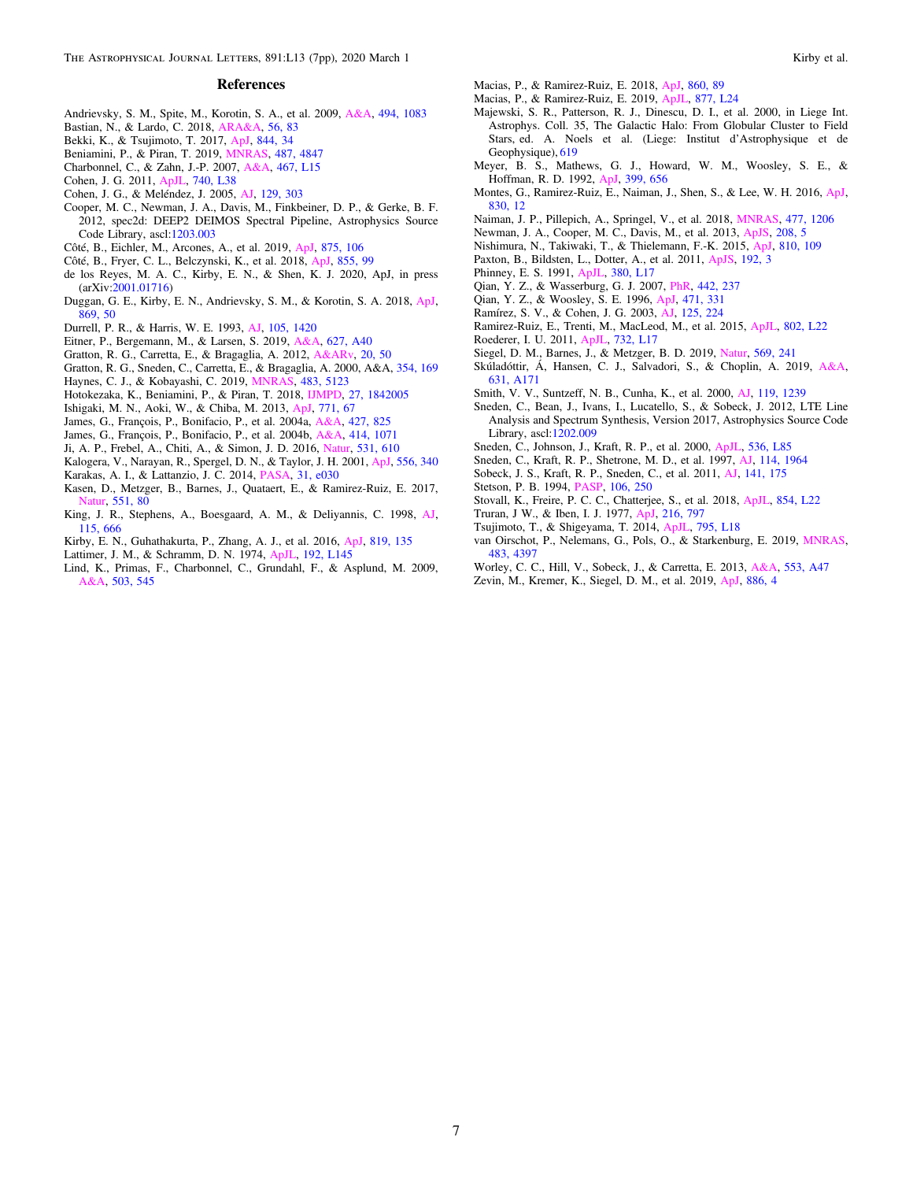## References

Andrievsky, S. M., Spite, M., Korotin, S. A., et al. 2009, A&A, 494, 1083

Bastian, N., & Lardo, C. 2018, ARA&A, 56, 83

Bekki, K., & Tsujimoto, T. 2017, ApJ, 844, 34

Beniamini, P., & Piran, T. 2019, MNRAS, 487, 4847

Charbonnel, C., & Zahn, J.-P. 2007, A&A, 467, L15

Cohen, J. G. 2011, ApJL, 740, L38

Cohen, J. G., & Meléndez, J. 2005, AJ, 129, 303

Cooper, M. C., Newman, J. A., Davis, M., Finkbeiner, D. P., & Gerke, B. F. 2012, spec2d: DEEP2 DEIMOS Spectral Pipeline, Astrophysics Source Code Library, ascl:1203.003

Côté, B., Eichler, M., Arcones, A., et al. 2019, ApJ, 875, 106

Côté, B., Fryer, C. L., Belczynski, K., et al. 2018, ApJ, 855, 99

de los Reyes, M. A. C., Kirby, E. N., & Shen, K. J. 2020, ApJ, in press (arXiv:2001.01716)

Duggan, G. E., Kirby, E. N., Andrievsky, S. M., & Korotin, S. A. 2018, ApJ, 869, 50

Durrell, P. R., & Harris, W. E. 1993, AJ, 105, 1420

Eitner, P., Bergemann, M., & Larsen, S. 2019, A&A, 627, A40

Gratton, R. G., Carretta, E., & Bragaglia, A. 2012, A&ARv, 20, 50

Gratton, R. G., Sneden, C., Carretta, E., & Bragaglia, A. 2000, A&A, 354, 169

Haynes, C. J., & Kobayashi, C. 2019, MNRAS, 483, 5123

Hotokezaka, K., Beniamini, P., & Piran, T. 2018, IJMPD, 27, 1842005

Ishigaki, M. N., Aoki, W., & Chiba, M. 2013, ApJ, 771, 67

James, G., François, P., Bonifacio, P., et al. 2004a, A&A, 427, 825

James, G., François, P., Bonifacio, P., et al. 2004b, A&A, 414, 1071

Ji, A. P., Frebel, A., Chiti, A., & Simon, J. D. 2016, Natur, 531, 610

Kalogera, V., Narayan, R., Spergel, D. N., & Taylor, J. H. 2001, ApJ, 556, 340

Karakas, A. I., & Lattanzio, J. C. 2014, PASA, 31, e030

Kasen, D., Metzger, B., Barnes, J., Quataert, E., & Ramirez-Ruiz, E. 2017, Natur, 551, 80

King, J. R., Stephens, A., Boesgaard, A. M., & Deliyannis, C. 1998, AJ, 115, 666

Kirby, E. N., Guhathakurta, P., Zhang, A. J., et al. 2016, ApJ, 819, 135

Lattimer, J. M., & Schramm, D. N. 1974, ApJL, 192, L145

Lind, K., Primas, F., Charbonnel, C., Grundahl, F., & Asplund, M. 2009, A&A, 503, 545

Macias, P., & Ramirez-Ruiz, E. 2018, ApJ, 860, 89

Macias, P., & Ramirez-Ruiz, E. 2019, ApJL, 877, L24

Majewski, S. R., Patterson, R. J., Dinescu, D. I., et al. 2000, in Liege Int. Astrophys. Coll. 35, The Galactic Halo: From Globular Cluster to Field Stars, ed. A. Noels et al. (Liege: Institut d'Astrophysique et de Geophysique), 619

Meyer, B. S., Mathews, G. J., Howard, W. M., Woosley, S. E., & Hoffman, R. D. 1992, ApJ, 399, 656

Montes, G., Ramirez-Ruiz, E., Naiman, J., Shen, S., & Lee, W. H. 2016, ApJ, 830, 12

Naiman, J. P., Pillepich, A., Springel, V., et al. 2018, MNRAS, 477, 1206

Newman, J. A., Cooper, M. C., Davis, M., et al. 2013, ApJS, 208, 5

Nishimura, N., Takiwaki, T., & Thielemann, F.-K. 2015, ApJ, 810, 109

Paxton, B., Bildsten, L., Dotter, A., et al. 2011, ApJS, 192, 3

Phinney, E. S. 1991, ApJL, 380, L17

Qian, Y. Z., & Wasserburg, G. J. 2007, PhR, 442, 237

Qian, Y. Z., & Woosley, S. E. 1996, ApJ, 471, 331

Ramírez, S. V., & Cohen, J. G. 2003, AJ, 125, 224

Ramirez-Ruiz, E., Trenti, M., MacLeod, M., et al. 2015, ApJL, 802, L22

Roederer, I. U. 2011, ApJL, 732, L17

Siegel, D. M., Barnes, J., & Metzger, B. D. 2019, Natur, 569, 241

Skúladóttir, Á, Hansen, C. J., Salvadori, S., & Choplin, A. 2019, A&A, 631, A171

Smith, V. V., Suntzeff, N. B., Cunha, K., et al. 2000, AJ, 119, 1239

Sneden, C., Bean, J., Ivans, I., Lucatello, S., & Sobeck, J. 2012, LTE Line Analysis and Spectrum Synthesis, Version 2017, Astrophysics Source Code Library, ascl:1202.009

Sneden, C., Johnson, J., Kraft, R. P., et al. 2000, ApJL, 536, L85

Sneden, C., Kraft, R. P., Shetrone, M. D., et al. 1997, AJ, 114, 1964

Sobeck, J. S., Kraft, R. P., Sneden, C., et al. 2011, AJ, 141, 175

Stetson, P. B. 1994, PASP, 106, 250

Stovall, K., Freire, P. C. C., Chatterjee, S., et al. 2018, ApJL, 854, L22

Truran, J W., & Iben, I. J. 1977, ApJ, 216, 797

Tsujimoto, T., & Shigeyama, T. 2014, ApJL, 795, L18

van Oirschot, P., Nelemans, G., Pols, O., & Starkenburg, E. 2019, MNRAS, 483, 4397

Worley, C. C., Hill, V., Sobeck, J., & Carretta, E. 2013, A&A, 553, A47

Zevin, M., Kremer, K., Siegel, D. M., et al. 2019, ApJ, 886, 4